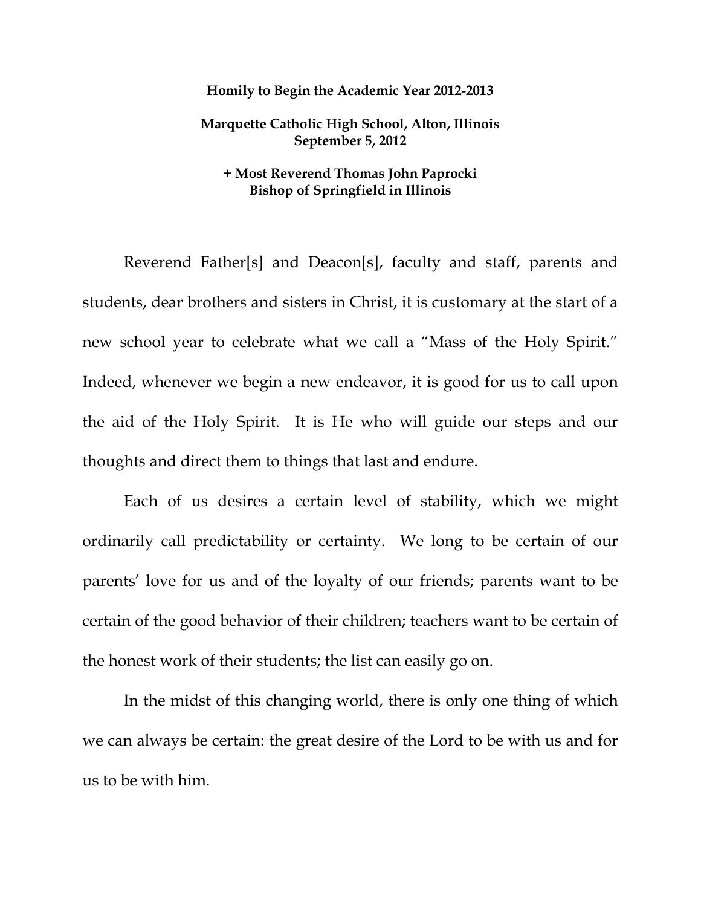**Homily to Begin the Academic Year 2012-2013**

**Marquette Catholic High School, Alton, Illinois**
**September 5, 2012**

**+ Most Reverend Thomas John Paprocki**
**Bishop of Springfield in Illinois**

Reverend Father[s] and Deacon[s], faculty and staff, parents and students, dear brothers and sisters in Christ, it is customary at the start of a new school year to celebrate what we call a "Mass of the Holy Spirit." Indeed, whenever we begin a new endeavor, it is good for us to call upon the aid of the Holy Spirit. It is He who will guide our steps and our thoughts and direct them to things that last and endure.

Each of us desires a certain level of stability, which we might ordinarily call predictability or certainty. We long to be certain of our parents' love for us and of the loyalty of our friends; parents want to be certain of the good behavior of their children; teachers want to be certain of the honest work of their students; the list can easily go on.

In the midst of this changing world, there is only one thing of which we can always be certain: the great desire of the Lord to be with us and for us to be with him.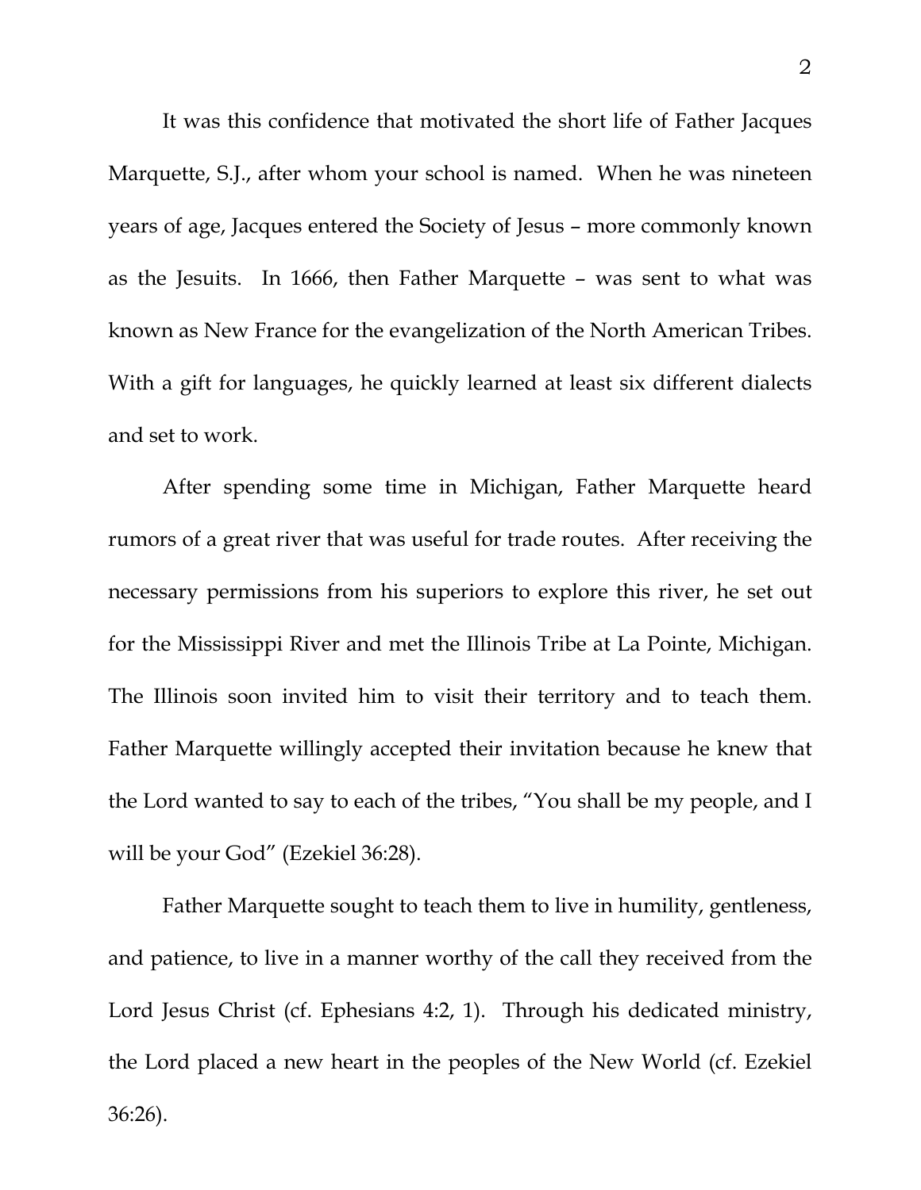It was this confidence that motivated the short life of Father Jacques Marquette, S.J., after whom your school is named. When he was nineteen years of age, Jacques entered the Society of Jesus – more commonly known as the Jesuits. In 1666, then Father Marquette – was sent to what was known as New France for the evangelization of the North American Tribes. With a gift for languages, he quickly learned at least six different dialects and set to work.

After spending some time in Michigan, Father Marquette heard rumors of a great river that was useful for trade routes. After receiving the necessary permissions from his superiors to explore this river, he set out for the Mississippi River and met the Illinois Tribe at La Pointe, Michigan. The Illinois soon invited him to visit their territory and to teach them. Father Marquette willingly accepted their invitation because he knew that the Lord wanted to say to each of the tribes, "You shall be my people, and I will be your God" (Ezekiel 36:28).

Father Marquette sought to teach them to live in humility, gentleness, and patience, to live in a manner worthy of the call they received from the Lord Jesus Christ (cf. Ephesians 4:2, 1). Through his dedicated ministry, the Lord placed a new heart in the peoples of the New World (cf. Ezekiel 36:26).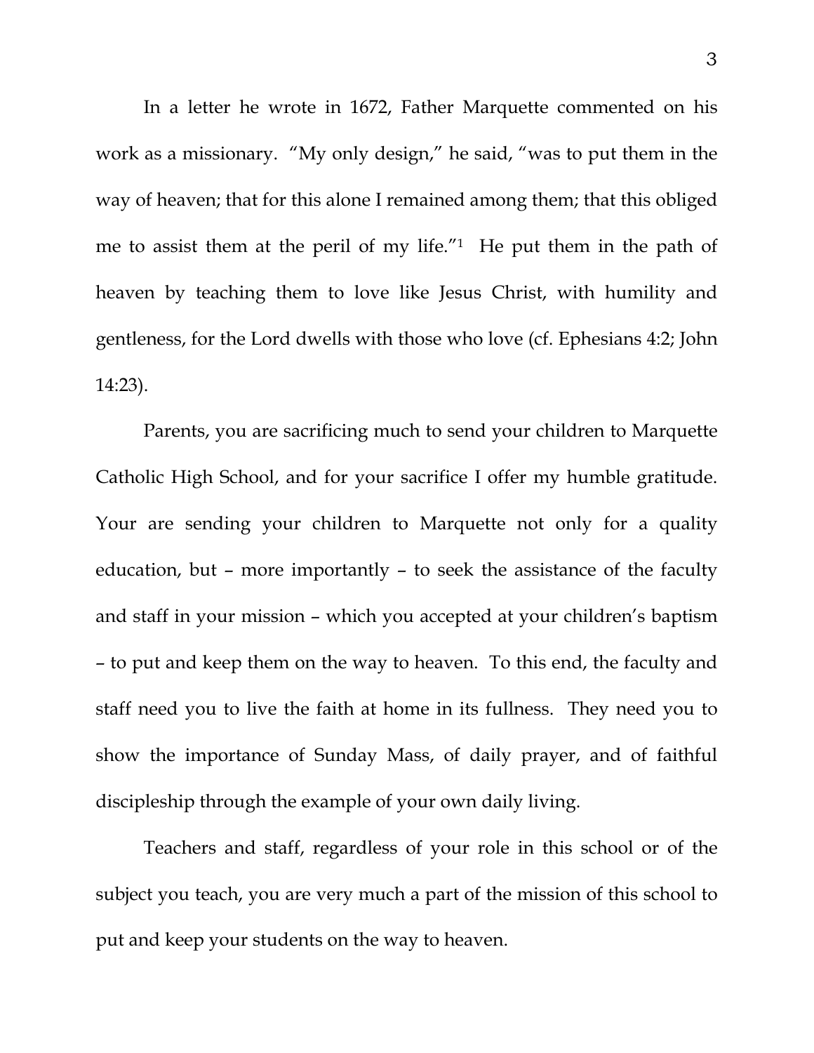In a letter he wrote in 1672, Father Marquette commented on his work as a missionary. "My only design," he said, "was to put them in the way of heaven; that for this alone I remained among them; that this obliged me to assist them at the peril of my life."[1] He put them in the path of heaven by teaching them to love like Jesus Christ, with humility and gentleness, for the Lord dwells with those who love (cf. Ephesians 4:2; John 14:23).

Parents, you are sacrificing much to send your children to Marquette Catholic High School, and for your sacrifice I offer my humble gratitude. Your are sending your children to Marquette not only for a quality education, but – more importantly – to seek the assistance of the faculty and staff in your mission – which you accepted at your children's baptism – to put and keep them on the way to heaven. To this end, the faculty and staff need you to live the faith at home in its fullness. They need you to show the importance of Sunday Mass, of daily prayer, and of faithful discipleship through the example of your own daily living.

Teachers and staff, regardless of your role in this school or of the subject you teach, you are very much a part of the mission of this school to put and keep your students on the way to heaven.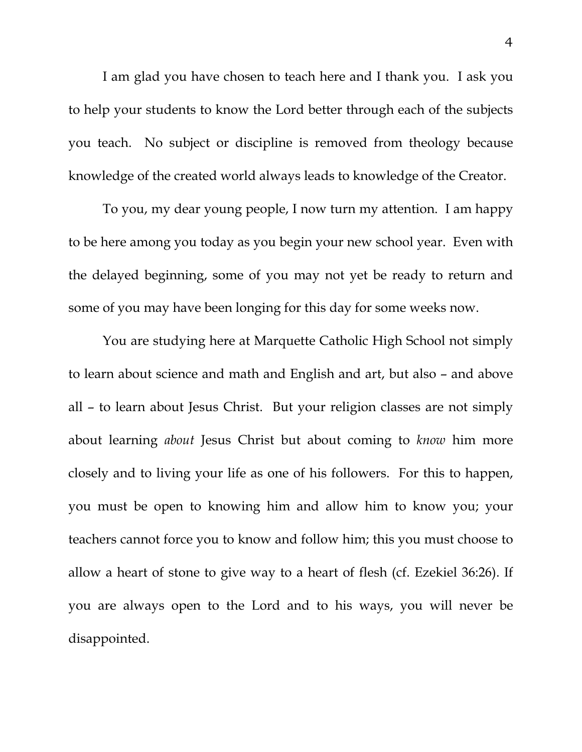I am glad you have chosen to teach here and I thank you. I ask you to help your students to know the Lord better through each of the subjects you teach. No subject or discipline is removed from theology because knowledge of the created world always leads to knowledge of the Creator.

To you, my dear young people, I now turn my attention. I am happy to be here among you today as you begin your new school year. Even with the delayed beginning, some of you may not yet be ready to return and some of you may have been longing for this day for some weeks now.

You are studying here at Marquette Catholic High School not simply to learn about science and math and English and art, but also – and above all – to learn about Jesus Christ. But your religion classes are not simply about learning *about* Jesus Christ but about coming to *know* him more closely and to living your life as one of his followers. For this to happen, you must be open to knowing him and allow him to know you; your teachers cannot force you to know and follow him; this you must choose to allow a heart of stone to give way to a heart of flesh (cf. Ezekiel 36:26). If you are always open to the Lord and to his ways, you will never be disappointed.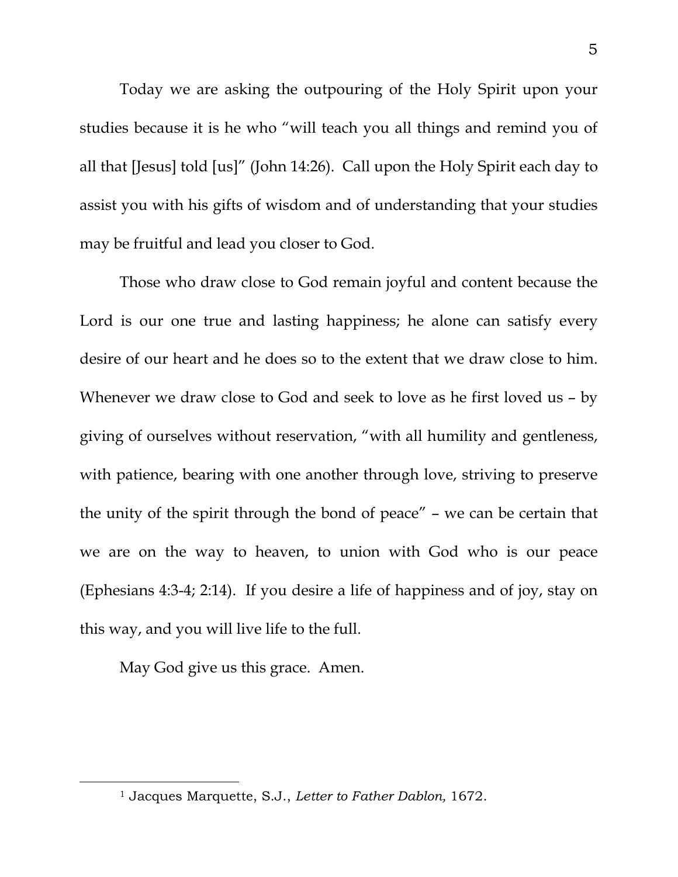Today we are asking the outpouring of the Holy Spirit upon your studies because it is he who "will teach you all things and remind you of all that [Jesus] told [us]" (John 14:26). Call upon the Holy Spirit each day to assist you with his gifts of wisdom and of understanding that your studies may be fruitful and lead you closer to God.

Those who draw close to God remain joyful and content because the Lord is our one true and lasting happiness; he alone can satisfy every desire of our heart and he does so to the extent that we draw close to him. Whenever we draw close to God and seek to love as he first loved us – by giving of ourselves without reservation, "with all humility and gentleness, with patience, bearing with one another through love, striving to preserve the unity of the spirit through the bond of peace" – we can be certain that we are on the way to heaven, to union with God who is our peace (Ephesians 4:3-4; 2:14). If you desire a life of happiness and of joy, stay on this way, and you will live life to the full.

May God give us this grace. Amen.

---

[1] Jacques Marquette, S.J., *Letter to Father Dablon,* 1672.